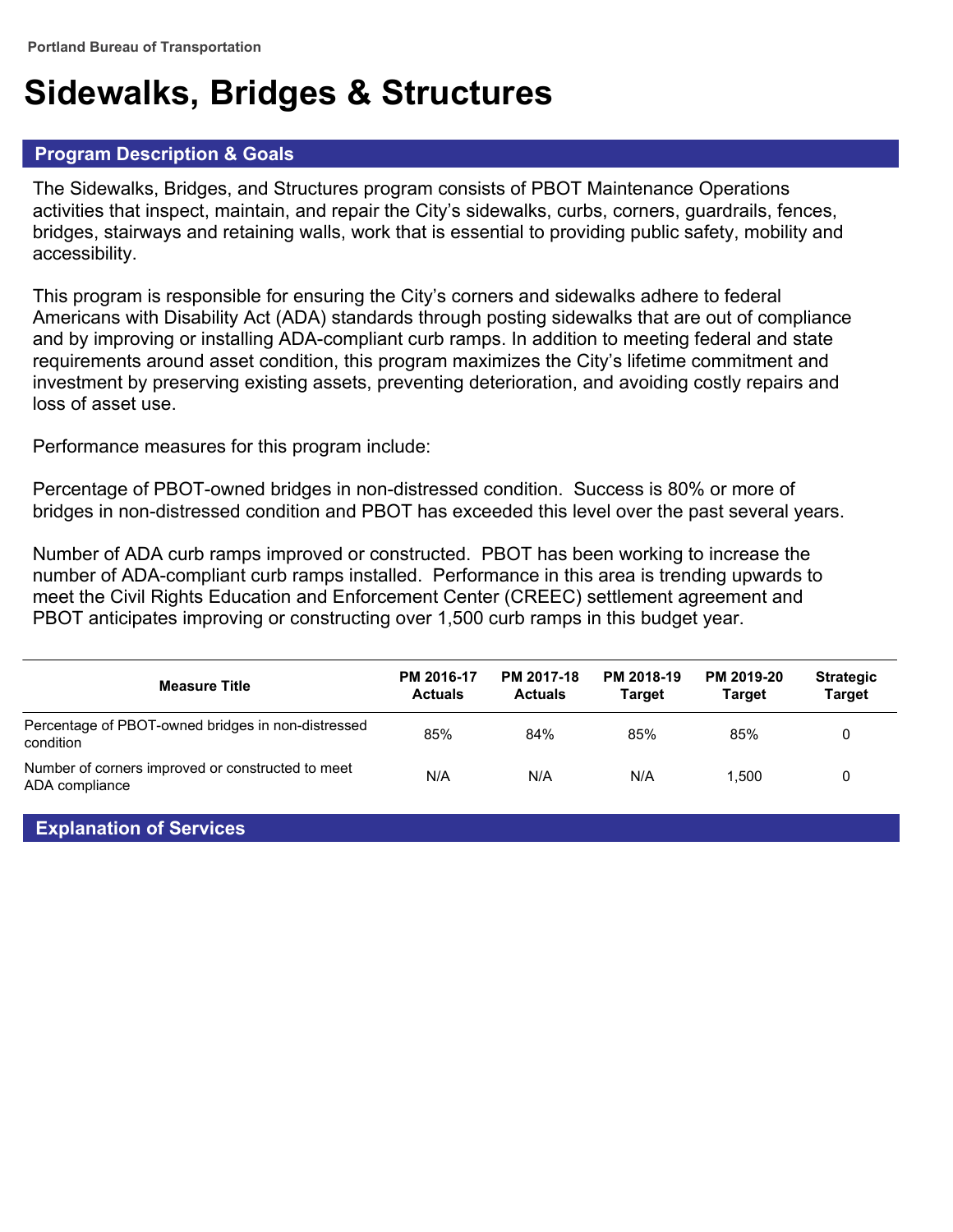Portland Bureau of Transportation

# Sidewalks, Bridges & Structures

## Program Description & Goals

The Sidewalks, Bridges, and Structures program consists of PBOT Maintenance Operations activities that inspect, maintain, and repair the City's sidewalks, curbs, corners, guardrails, fences, bridges, stairways and retaining walls, work that is essential to providing public safety, mobility and accessibility.

This program is responsible for ensuring the City's corners and sidewalks adhere to federal Americans with Disability Act (ADA) standards through posting sidewalks that are out of compliance and by improving or installing ADA-compliant curb ramps. In addition to meeting federal and state requirements around asset condition, this program maximizes the City's lifetime commitment and investment by preserving existing assets, preventing deterioration, and avoiding costly repairs and loss of asset use.

Performance measures for this program include:

Percentage of PBOT-owned bridges in non-distressed condition. Success is 80% or more of bridges in non-distressed condition and PBOT has exceeded this level over the past several years.

Number of ADA curb ramps improved or constructed. PBOT has been working to increase the number of ADA-compliant curb ramps installed. Performance in this area is trending upwards to meet the Civil Rights Education and Enforcement Center (CREEC) settlement agreement and PBOT anticipates improving or constructing over 1,500 curb ramps in this budget year.

| Measure Title | PM 2016-17 Actuals | PM 2017-18 Actuals | PM 2018-19 Target | PM 2019-20 Target | Strategic Target |
|---|---|---|---|---|---|
| Percentage of PBOT-owned bridges in non-distressed condition | 85% | 84% | 85% | 85% | 0 |
| Number of corners improved or constructed to meet ADA compliance | N/A | N/A | N/A | 1,500 | 0 |

## Explanation of Services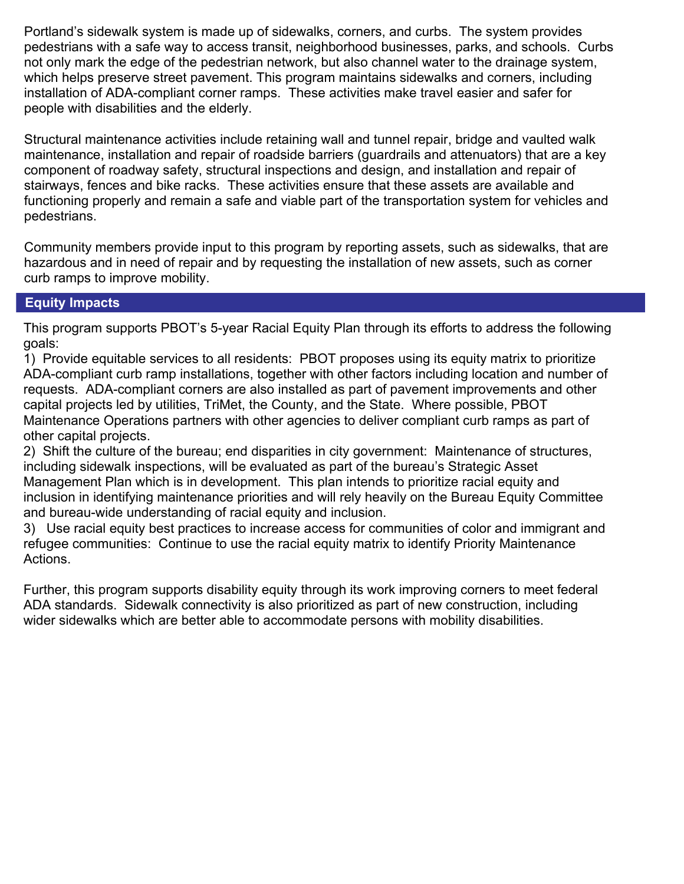Portland's sidewalk system is made up of sidewalks, corners, and curbs. The system provides pedestrians with a safe way to access transit, neighborhood businesses, parks, and schools. Curbs not only mark the edge of the pedestrian network, but also channel water to the drainage system, which helps preserve street pavement. This program maintains sidewalks and corners, including installation of ADA-compliant corner ramps. These activities make travel easier and safer for people with disabilities and the elderly.

Structural maintenance activities include retaining wall and tunnel repair, bridge and vaulted walk maintenance, installation and repair of roadside barriers (guardrails and attenuators) that are a key component of roadway safety, structural inspections and design, and installation and repair of stairways, fences and bike racks. These activities ensure that these assets are available and functioning properly and remain a safe and viable part of the transportation system for vehicles and pedestrians.

Community members provide input to this program by reporting assets, such as sidewalks, that are hazardous and in need of repair and by requesting the installation of new assets, such as corner curb ramps to improve mobility.

## Equity Impacts

This program supports PBOT's 5-year Racial Equity Plan through its efforts to address the following goals:

1) Provide equitable services to all residents: PBOT proposes using its equity matrix to prioritize ADA-compliant curb ramp installations, together with other factors including location and number of requests. ADA-compliant corners are also installed as part of pavement improvements and other capital projects led by utilities, TriMet, the County, and the State. Where possible, PBOT Maintenance Operations partners with other agencies to deliver compliant curb ramps as part of other capital projects.

2) Shift the culture of the bureau; end disparities in city government: Maintenance of structures, including sidewalk inspections, will be evaluated as part of the bureau's Strategic Asset Management Plan which is in development. This plan intends to prioritize racial equity and inclusion in identifying maintenance priorities and will rely heavily on the Bureau Equity Committee and bureau-wide understanding of racial equity and inclusion.

3) Use racial equity best practices to increase access for communities of color and immigrant and refugee communities: Continue to use the racial equity matrix to identify Priority Maintenance Actions.

Further, this program supports disability equity through its work improving corners to meet federal ADA standards. Sidewalk connectivity is also prioritized as part of new construction, including wider sidewalks which are better able to accommodate persons with mobility disabilities.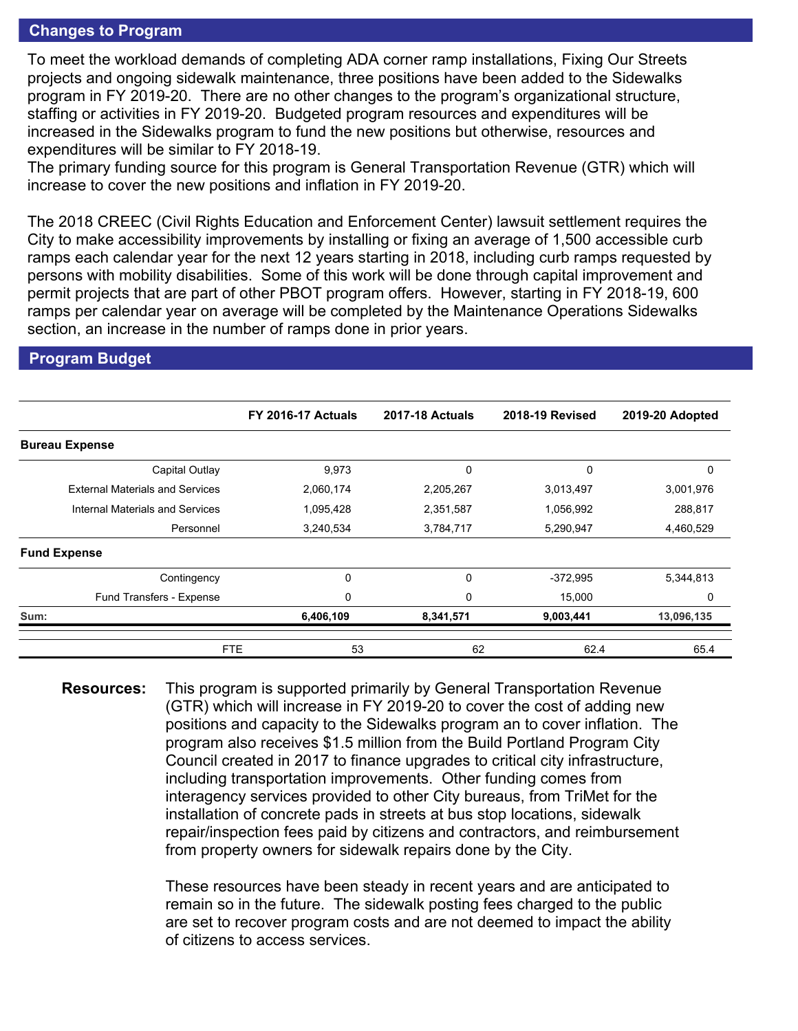## Changes to Program

To meet the workload demands of completing ADA corner ramp installations, Fixing Our Streets projects and ongoing sidewalk maintenance, three positions have been added to the Sidewalks program in FY 2019-20. There are no other changes to the program's organizational structure, staffing or activities in FY 2019-20. Budgeted program resources and expenditures will be increased in the Sidewalks program to fund the new positions but otherwise, resources and expenditures will be similar to FY 2018-19.
The primary funding source for this program is General Transportation Revenue (GTR) which will increase to cover the new positions and inflation in FY 2019-20.

The 2018 CREEC (Civil Rights Education and Enforcement Center) lawsuit settlement requires the City to make accessibility improvements by installing or fixing an average of 1,500 accessible curb ramps each calendar year for the next 12 years starting in 2018, including curb ramps requested by persons with mobility disabilities. Some of this work will be done through capital improvement and permit projects that are part of other PBOT program offers. However, starting in FY 2018-19, 600 ramps per calendar year on average will be completed by the Maintenance Operations Sidewalks section, an increase in the number of ramps done in prior years.

## Program Budget

| | FY 2016-17 Actuals | 2017-18 Actuals | 2018-19 Revised | 2019-20 Adopted |
|---|---|---|---|---|
| **Bureau Expense** | | | | |
| Capital Outlay | 9,973 | 0 | 0 | 0 |
| External Materials and Services | 2,060,174 | 2,205,267 | 3,013,497 | 3,001,976 |
| Internal Materials and Services | 1,095,428 | 2,351,587 | 1,056,992 | 288,817 |
| Personnel | 3,240,534 | 3,784,717 | 5,290,947 | 4,460,529 |
| **Fund Expense** | | | | |
| Contingency | 0 | 0 | -372,995 | 5,344,813 |
| Fund Transfers - Expense | 0 | 0 | 15,000 | 0 |
| **Sum:** | **6,406,109** | **8,341,571** | **9,003,441** | **13,096,135** |
| FTE | 53 | 62 | 62.4 | 65.4 |

**Resources:** This program is supported primarily by General Transportation Revenue (GTR) which will increase in FY 2019-20 to cover the cost of adding new positions and capacity to the Sidewalks program an to cover inflation. The program also receives $1.5 million from the Build Portland Program City Council created in 2017 to finance upgrades to critical city infrastructure, including transportation improvements. Other funding comes from interagency services provided to other City bureaus, from TriMet for the installation of concrete pads in streets at bus stop locations, sidewalk repair/inspection fees paid by citizens and contractors, and reimbursement from property owners for sidewalk repairs done by the City.

These resources have been steady in recent years and are anticipated to remain so in the future. The sidewalk posting fees charged to the public are set to recover program costs and are not deemed to impact the ability of citizens to access services.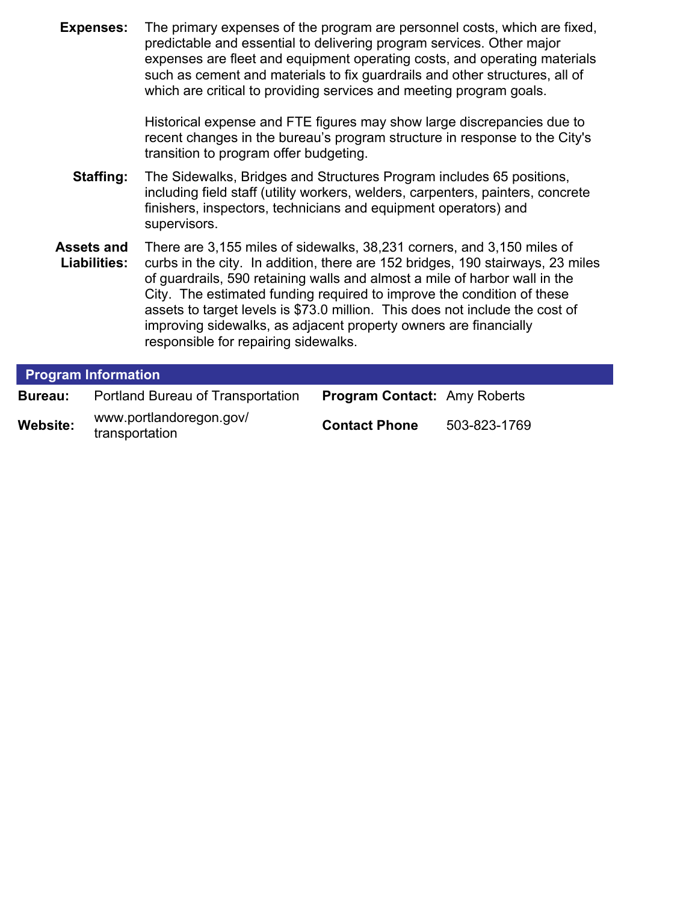**Expenses:** The primary expenses of the program are personnel costs, which are fixed, predictable and essential to delivering program services. Other major expenses are fleet and equipment operating costs, and operating materials such as cement and materials to fix guardrails and other structures, all of which are critical to providing services and meeting program goals.

Historical expense and FTE figures may show large discrepancies due to recent changes in the bureau's program structure in response to the City's transition to program offer budgeting.

**Staffing:** The Sidewalks, Bridges and Structures Program includes 65 positions, including field staff (utility workers, welders, carpenters, painters, concrete finishers, inspectors, technicians and equipment operators) and supervisors.

**Assets and Liabilities:** There are 3,155 miles of sidewalks, 38,231 corners, and 3,150 miles of curbs in the city. In addition, there are 152 bridges, 190 stairways, 23 miles of guardrails, 590 retaining walls and almost a mile of harbor wall in the City. The estimated funding required to improve the condition of these assets to target levels is $73.0 million. This does not include the cost of improving sidewalks, as adjacent property owners are financially responsible for repairing sidewalks.

## Program Information

| | | | |
|---|---|---|---|
| **Bureau:** | Portland Bureau of Transportation | **Program Contact:** | Amy Roberts |
| **Website:** | www.portlandoregon.gov/transportation | **Contact Phone** | 503-823-1769 |